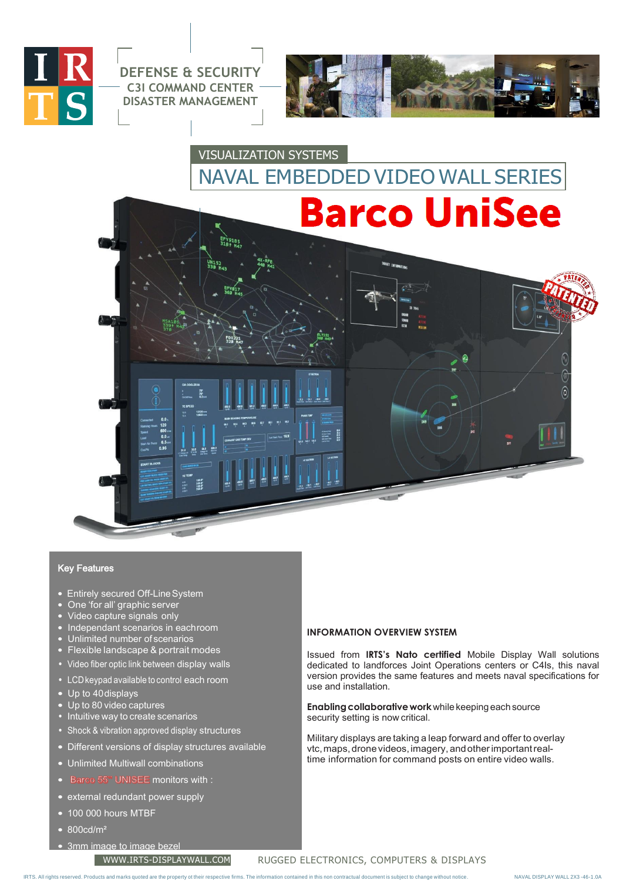IRTS

DEFENSE & SECURITY
C3I COMMAND CENTER
DISASTER MANAGEMENT

VISUALIZATION SYSTEMS

# NAVAL EMBEDDED VIDEO WALL SERIES

## Barco UniSee

### Key Features

- Entirely secured Off-Line System
- One 'for all' graphic server
- Video capture signals only
- Independant scenarios in eachroom
- Unlimited number of scenarios
- Flexible landscape & portrait modes
- Video fiber optic link between display walls
- LCD keypad available to control each room
- Up to 40 displays
- Up to 80 video captures
- Intuitive way to create scenarios
- Shock & vibration approved display structures
- Different versions of display structures available
- Unlimited Multiwall combinations
- Barco 55" UNISEE monitors with :
- external redundant power supply
- 100 000 hours MTBF
- 800cd/m²
- 3mm image to image bezel

### INFORMATION OVERVIEW SYSTEM

Issued from **IRTS's Nato certified** Mobile Display Wall solutions dedicated to landforces Joint Operations centers or C4Is, this naval version provides the same features and meets naval specifications for use and installation.

**Enabling collaborative work** while keeping each source security setting is now critical.

Military displays are taking a leap forward and offer to overlay vtc, maps, drone videos, imagery, and other important real-time information for command posts on entire video walls.

WWW.IRTS-DISPLAYWALL.COM RUGGED ELECTRONICS, COMPUTERS & DISPLAYS

IRTS. All rights reserved. Products and marks quoted are the property of their respective firms. The information contained in this non contractual document is subject to change without notice. NAVAL DISPLAY WALL 2X3 -46-1.0A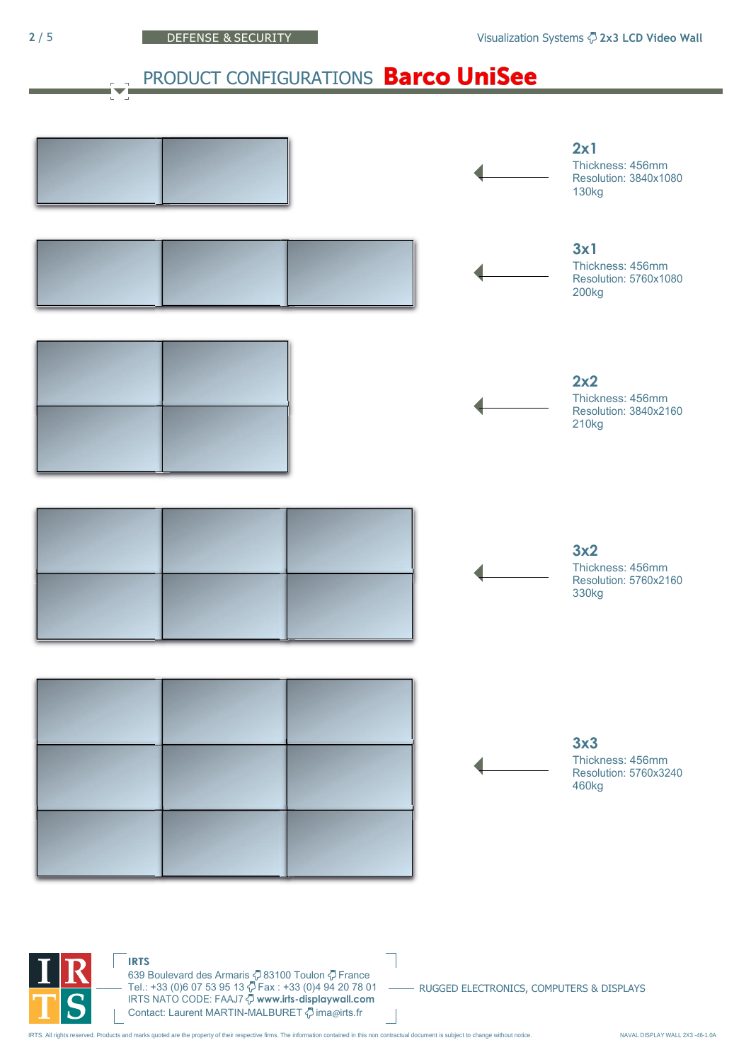## PRODUCT CONFIGURATIONS **Barco UniSee**

### 2x1
Thickness: 456mm
Resolution: 3840x1080
130kg

### 3x1
Thickness: 456mm
Resolution: 5760x1080
200kg

### 2x2
Thickness: 456mm
Resolution: 3840x2160
210kg

### 3x2
Thickness: 456mm
Resolution: 5760x2160
330kg

### 3x3
Thickness: 456mm
Resolution: 5760x3240
460kg

**IRTS**
639 Boulevard des Armaris · 83100 Toulon · France
Tel.: +33 (0)6 07 53 95 13 · Fax : +33 (0)4 94 20 78 01
IRTS NATO CODE: FAAJ7 · **www.irts-displaywall.com**
Contact: Laurent MARTIN-MALBURET · ima@irts.fr

RUGGED ELECTRONICS, COMPUTERS & DISPLAYS

IRTS. All rights reserved. Products and marks quoted are the property of their respective firms. The information contained in this non contractual document is subject to change without notice.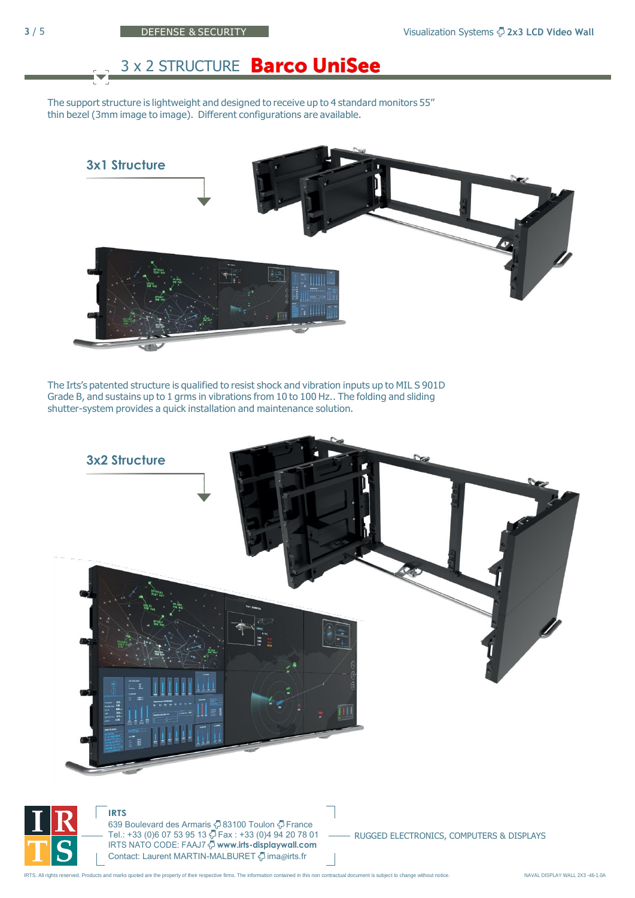# 3 x 2 STRUCTURE **Barco UniSee**

The support structure is lightweight and designed to receive up to 4 standard monitors 55" thin bezel (3mm image to image). Different configurations are available.

## 3x1 Structure

The Irts's patented structure is qualified to resist shock and vibration inputs up to MIL S 901D Grade B, and sustains up to 1 grms in vibrations from 10 to 100 Hz.. The folding and sliding shutter-system provides a quick installation and maintenance solution.

## 3x2 Structure

**IRTS**
639 Boulevard des Armaris 83100 Toulon France
Tel.: +33 (0)6 07 53 95 13 Fax : +33 (0)4 94 20 78 01
IRTS NATO CODE: FAAJ7 **www.irts-displaywall.com**
Contact: Laurent MARTIN-MALBURET ima@irts.fr

RUGGED ELECTRONICS, COMPUTERS & DISPLAYS

IRTS. All rights reserved. Products and marks quoted are the property of their respective firms. The information contained in this non contractual document is subject to change without notice.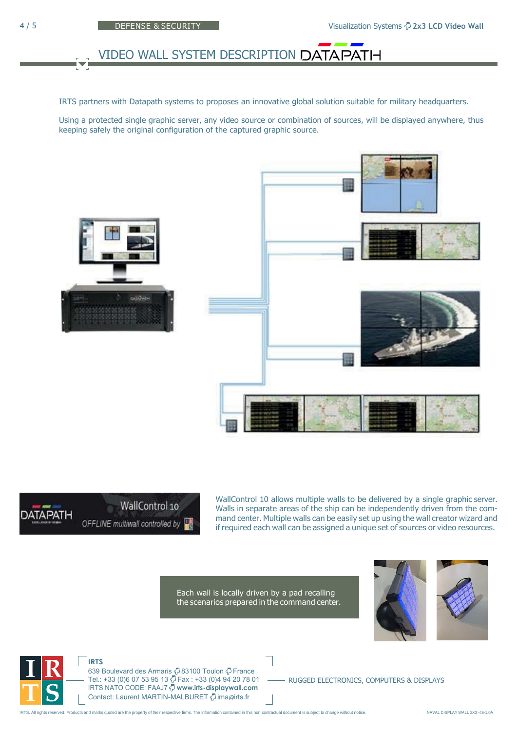## VIDEO WALL SYSTEM DESCRIPTION DATAPATH

IRTS partners with Datapath systems to proposes an innovative global solution suitable for military headquarters.

Using a protected single graphic server, any video source or combination of sources, will be displayed anywhere, thus keeping safely the original configuration of the captured graphic source.

WallControl 10 allows multiple walls to be delivered by a single graphic server. Walls in separate areas of the ship can be independently driven from the command center. Multiple walls can be easily set up using the wall creator wizard and if required each wall can be assigned a unique set of sources or video resources.

Each wall is locally driven by a pad recalling the scenarios prepared in the command center.

**IRTS**
639 Boulevard des Armaris 83100 Toulon France
Tel.: +33 (0)6 07 53 95 13 Fax : +33 (0)4 94 20 78 01
IRTS NATO CODE: FAAJ7 **www.irts-displaywall.com**
Contact: Laurent MARTIN-MALBURET ima@irts.fr

RUGGED ELECTRONICS, COMPUTERS & DISPLAYS

IRTS. All rights reserved. Products and marks quoted are the property of their respective firms. The information contained in this non contractual document is subject to change without notice.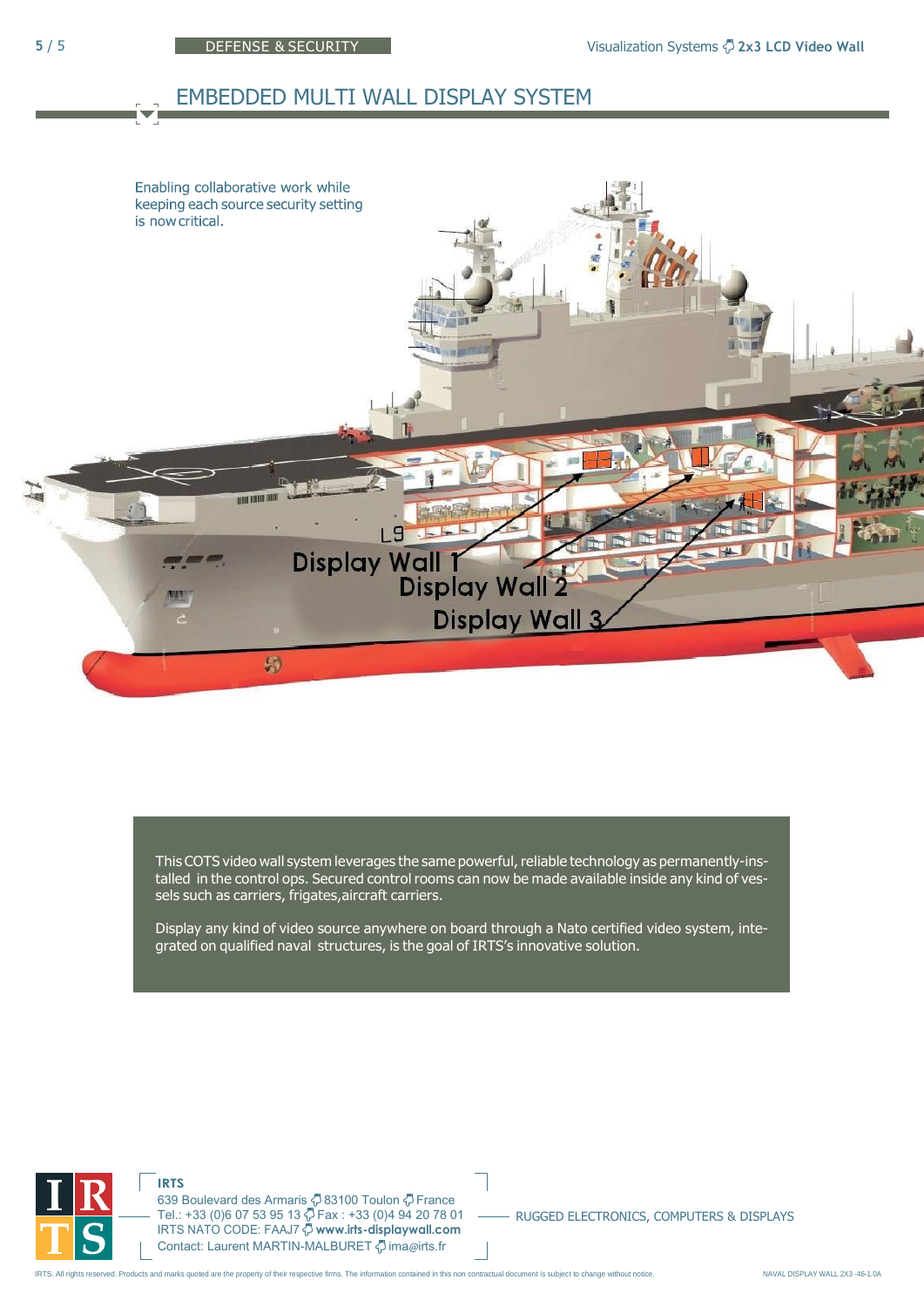## EMBEDDED MULTI WALL DISPLAY SYSTEM

Enabling collaborative work while keeping each source security setting is now critical.

L9

Display Wall 1

Display Wall 2

Display Wall 3

This COTS video wall system leverages the same powerful, reliable technology as permanently-installed in the control ops. Secured control rooms can now be made available inside any kind of vessels such as carriers, frigates,aircraft carriers.

Display any kind of video source anywhere on board through a Nato certified video system, integrated on qualified naval structures, is the goal of IRTS's innovative solution.

**IRTS**
639 Boulevard des Armaris 83100 Toulon France
Tel.: +33 (0)6 07 53 95 13 Fax : +33 (0)4 94 20 78 01
IRTS NATO CODE: FAAJ7 **www.irts-displaywall.com**
Contact: Laurent MARTIN-MALBURET ima@irts.fr

RUGGED ELECTRONICS, COMPUTERS & DISPLAYS

IRTS. All rights reserved. Products and marks quoted are the property of their respective firms. The information contained in this non contractual document is subject to change without notice.

NAVAL DISPLAY WALL 2X3 -46-1.0A